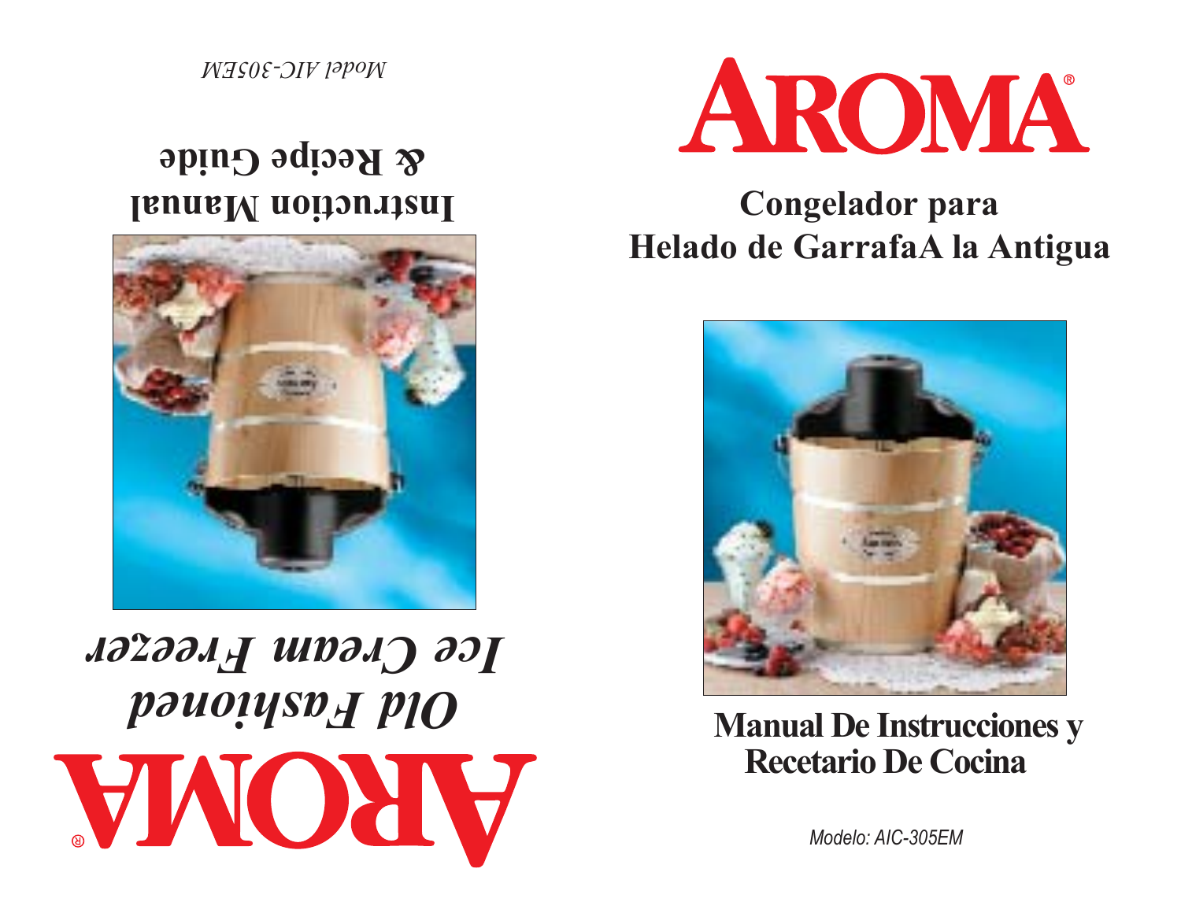# AROMA®

## Old Fashioned Ice Cream Freezer

## Instruction Manual & Recipe Guide

*Model AIC-305EM*

---

# AROMA®

## Congelador para Helado de GarrafaA la Antigua

## Manual De Instrucciones y Recetario De Cocina

*Modelo: AIC-305EM*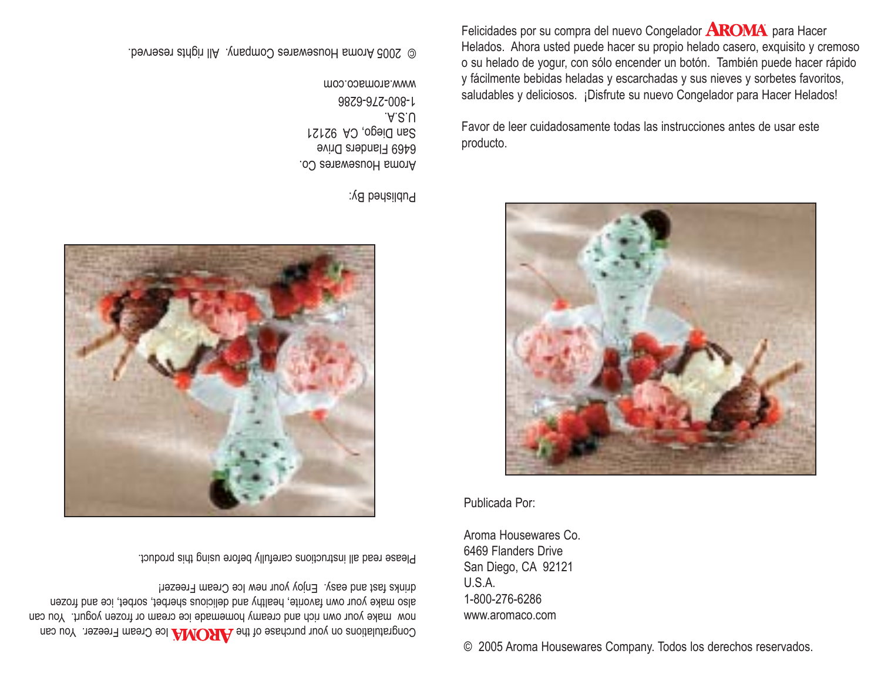Congratulations on your purchase of the AROMA Ice Cream Freezer. You can now make your own rich and creamy homemade ice cream or frozen yogurt. You can also make your own favorite, healthy and delicious sherbet, sorbet, ice and frozen drinks fast and easy. Enjoy your new Ice Cream Freezer!

Please read all instructions carefully before using this product.

Published By:

Aroma Housewares Co.
6469 Flanders Drive
San Diego, CA 92121
U.S.A.
1-800-276-6286
www.aromaco.com

© 2005 Aroma Housewares Company. All rights reserved.

Felicidades por su compra del nuevo Congelador AROMA para Hacer Helados. Ahora usted puede hacer su propio helado casero, exquisito y cremoso o su helado de yogur, con sólo encender un botón. También puede hacer rápido y fácilmente bebidas heladas y escarchadas y sus nieves y sorbetes favoritos, saludables y deliciosos. ¡Disfrute su nuevo Congelador para Hacer Helados!

Favor de leer cuidadosamente todas las instrucciones antes de usar este producto.

Publicada Por:

Aroma Housewares Co.
6469 Flanders Drive
San Diego, CA 92121
U.S.A.
1-800-276-6286
www.aromaco.com

© 2005 Aroma Housewares Company. Todos los derechos reservados.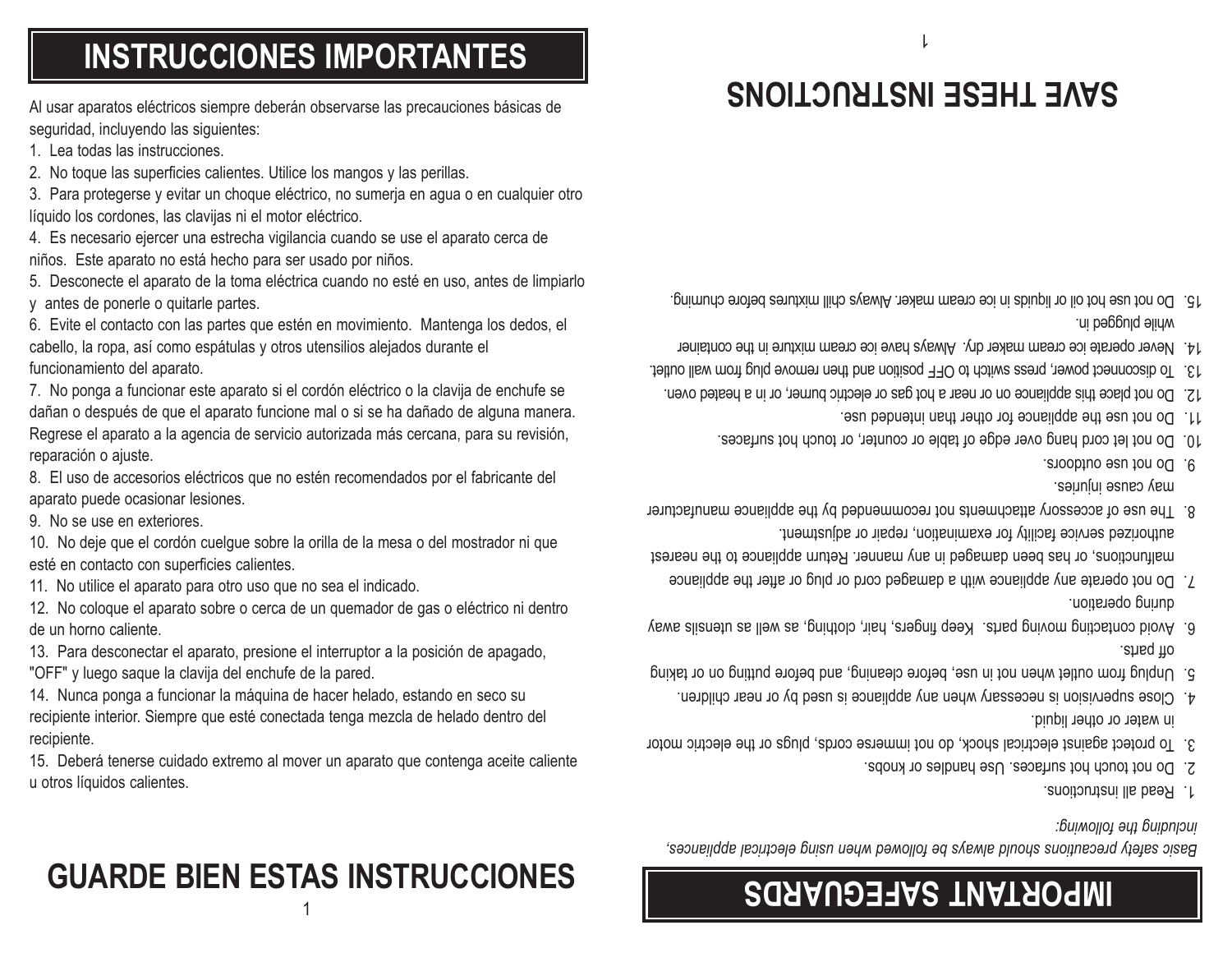# INSTRUCCIONES IMPORTANTES

Al usar aparatos eléctricos siempre deberán observarse las precauciones básicas de seguridad, incluyendo las siguientes:

1. Lea todas las instrucciones.
2. No toque las superficies calientes. Utilice los mangos y las perillas.
3. Para protegerse y evitar un choque eléctrico, no sumerja en agua o en cualquier otro líquido los cordones, las clavijas ni el motor eléctrico.
4. Es necesario ejercer una estrecha vigilancia cuando se use el aparato cerca de niños. Este aparato no está hecho para ser usado por niños.
5. Desconecte el aparato de la toma eléctrica cuando no esté en uso, antes de limpiarlo y antes de ponerle o quitarle partes.
6. Evite el contacto con las partes que estén en movimiento. Mantenga los dedos, el cabello, la ropa, así como espátulas y otros utensilios alejados durante el funcionamiento del aparato.
7. No ponga a funcionar este aparato si el cordón eléctrico o la clavija de enchufe se dañan o después de que el aparato funcione mal o si se ha dañado de alguna manera. Regrese el aparato a la agencia de servicio autorizada más cercana, para su revisión, reparación o ajuste.
8. El uso de accesorios eléctricos que no estén recomendados por el fabricante del aparato puede ocasionar lesiones.
9. No se use en exteriores.
10. No deje que el cordón cuelgue sobre la orilla de la mesa o del mostrador ni que esté en contacto con superficies calientes.
11. No utilice el aparato para otro uso que no sea el indicado.
12. No coloque el aparato sobre o cerca de un quemador de gas o eléctrico ni dentro de un horno caliente.
13. Para desconectar el aparato, presione el interruptor a la posición de apagado, "OFF" y luego saque la clavija del enchufe de la pared.
14. Nunca ponga a funcionar la máquina de hacer helado, estando en seco su recipiente interior. Siempre que esté conectada tenga mezcla de helado dentro del recipiente.
15. Deberá tenerse cuidado extremo al mover un aparato que contenga aceite caliente u otros líquidos calientes.

## GUARDE BIEN ESTAS INSTRUCCIONES

# IMPORTANT SAFEGUARDS

*Basic safety precautions should always be followed when using electrical appliances, including the following:*

1. Read all instructions.
2. Do not touch hot surfaces. Use handles or knobs.
3. To protect against electrical shock, do not immerse cords, plugs or the electric motor in water or other liquid.
4. Close supervision is necessary when any appliance is used by or near children.
5. Unplug from outlet when not in use, before cleaning, and before putting on or taking off parts.
6. Avoid contacting moving parts. Keep fingers, hair, clothing, as well as utensils away during operation.
7. Do not operate any appliance with a damaged cord or plug or after the appliance malfunctions, or has been damaged in any manner. Return appliance to the nearest authorized service facility for examination, repair or adjustment.
8. The use of accessory attachments not recommended by the appliance manufacturer may cause injuries.
9. Do not use outdoors.
10. Do not let cord hang over edge of table or counter, or touch hot surfaces.
11. Do not use the appliance for other than intended use.
12. Do not place this appliance on or near a hot gas or electric burner, or in a heated oven.
13. To disconnect power, press switch to OFF position and then remove plug from wall outlet.
14. Never operate ice cream maker dry. Always have ice cream mixture in the container while plugged in.
15. Do not use hot oil or liquids in ice cream maker. Always chill mixtures before churning.

## SAVE THESE INSTRUCTIONS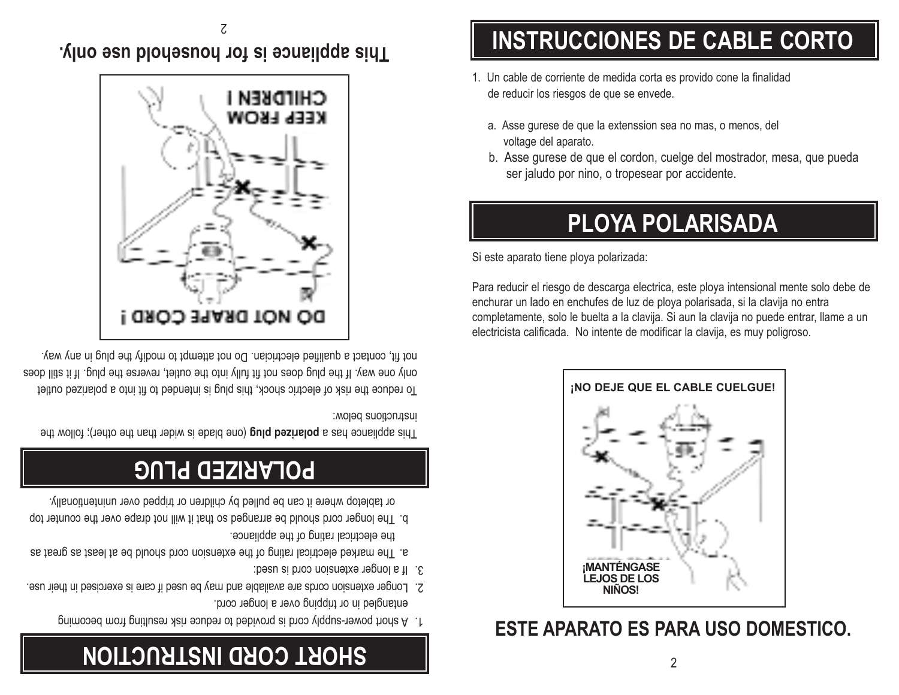# SHORT CORD INSTRUCTION

1. A short power-supply cord is provided to reduce risk resulting from becoming entangled in or tripping over a longer cord.
2. Longer extension cords are available and may be used if care is exercised in their use.
3. If a longer extension cord is used:
   a. The marked electrical rating of the extension cord should be at least as great as the electrical rating of the appliance.
   b. The longer cord should be arranged so that it will not drape over the counter top or tabletop where it can be pulled by children or tripped over unintentionally.

# POLARIZED PLUG

This appliance has a **polarized plug** (one blade is wider than the other); follow the instructions below:

To reduce the risk of electric shock, this plug is intended to fit into a polarized outlet only one way. If the plug does not fit fully into the outlet, reverse the plug. If it still does not fit, contact a qualified electrician. Do not attempt to modify the plug in any way.

DO NOT DRAPE CORD !

KEEP FROM CHILDREN !

**This appliance is for household use only.**

# INSTRUCCIONES DE CABLE CORTO

1. Un cable de corriente de medida corta es provido cone la finalidad de reducir los riesgos de que se envede.
   a. Asse gurese de que la extenssion sea no mas, o menos, del voltage del aparato.
   b. Asse gurese de que el cordon, cuelge del mostrador, mesa, que pueda ser jaludo por nino, o tropesear por accidente.

# PLOYA POLARISADA

Si este aparato tiene ploya polarizada:

Para reducir el riesgo de descarga electrica, este ploya intensional mente solo debe de enchurar un lado en enchufes de luz de ploya polarisada, si la clavija no entra completamente, solo le buelta a la clavija. Si aun la clavija no puede entrar, llame a un electricista calificada. No intente de modificar la clavija, es muy poligroso.

¡NO DEJE QUE EL CABLE CUELGUE!

¡MANTÉNGASE LEJOS DE LOS NIÑOS!

**ESTE APARATO ES PARA USO DOMESTICO.**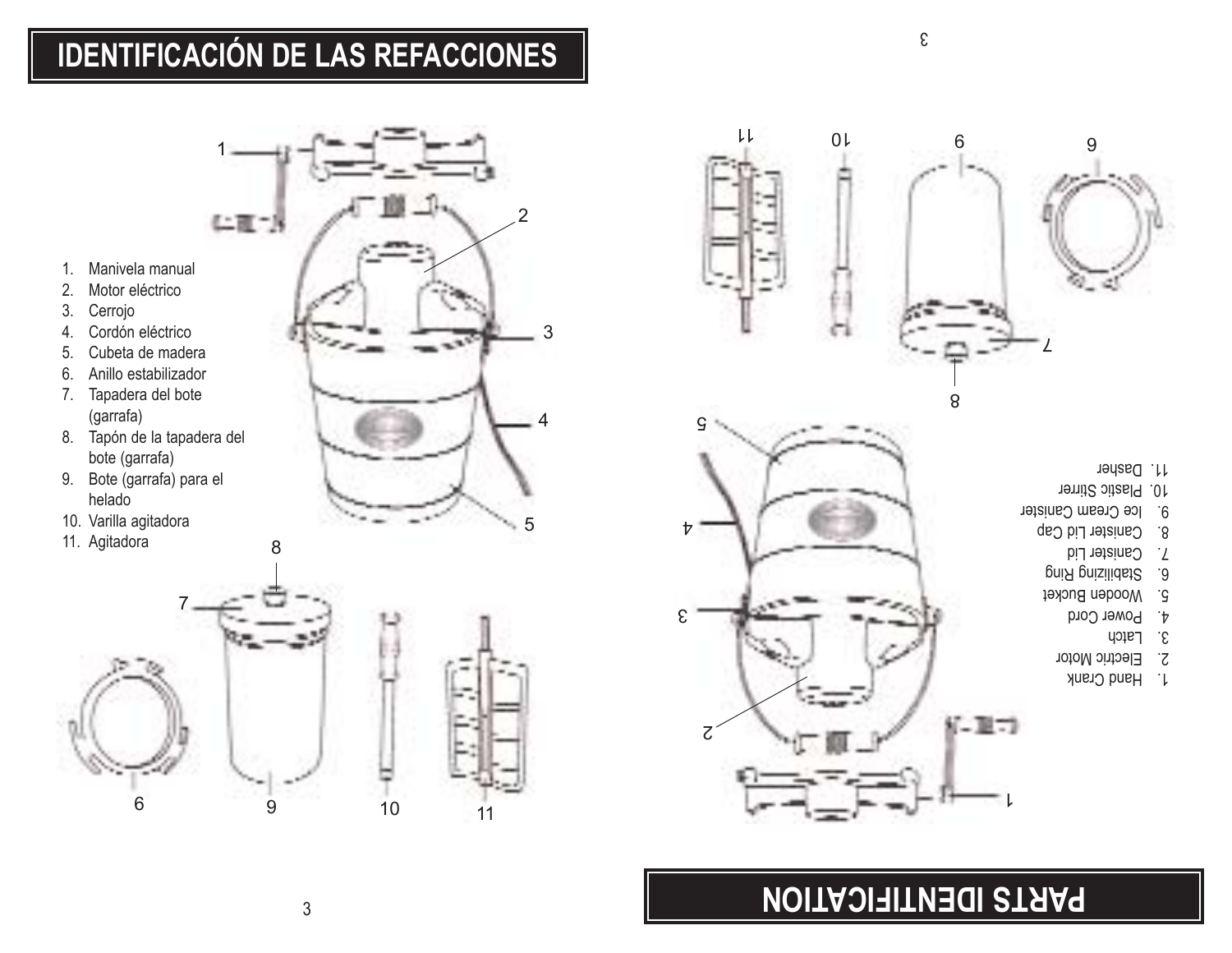# IDENTIFICACIÓN DE LAS REFACCIONES

1. Manivela manual
2. Motor eléctrico
3. Cerrojo
4. Cordón eléctrico
5. Cubeta de madera
6. Anillo estabilizador
7. Tapadera del bote (garrafa)
8. Tapón de la tapadera del bote (garrafa)
9. Bote (garrafa) para el helado
10. Varilla agitadora
11. Agitadora

# PARTS IDENTIFICATION

1. Hand Crank
2. Electric Motor
3. Latch
4. Power Cord
5. Wooden Bucket
6. Stabilizing Ring
7. Canister Lid
8. Canister Lid Cap
9. Ice Cream Canister
10. Plastic Stirrer
11. Dasher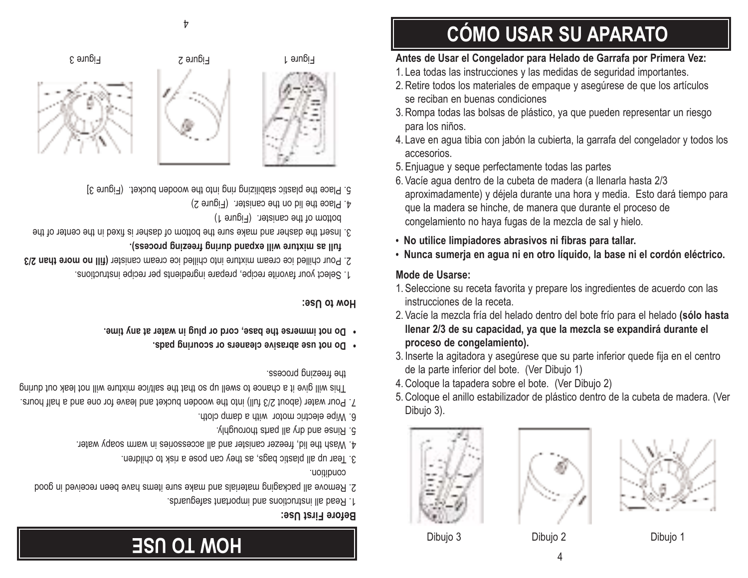# HOW TO USE

**Before First Use:**

1. Read all instructions and important safeguards.
2. Remove all packaging materials and make sure items have been received in good condition.
3. Tear up all plastic bags, as they can pose a risk to children.
4. Wash the lid, freezer canister and all accessories in warm soapy water.
5. Rinse and dry all parts thoroughly.
6. Wipe electric motor with a damp cloth.
7. Pour water (about 2/3 full) into the wooden bucket and leave for one and a half hours. This will give it a chance to swell up so that the salt/ice mixture will not leak out during the freezing process.

- **Do not use abrasive cleaners or scouring pads.**
- **Do not immerse the base, cord or plug in water at any time.**

**How to Use:**

1. Select your favorite recipe, prepare ingredients per recipe instructions.
2. Pour chilled ice cream mixture into chilled ice cream canister **(fill no more than 2/3 full as mixture will expand during freezing process).**
3. Insert the dasher and make sure the bottom of dasher is fixed in the center of the bottom of the canister. (Figure 1)
4. Place the lid on the canister. (Figure 2)
5. Place the plastic stabilizing ring into the wooden bucket. (Figure 3)

Figure 1 Figure 2 Figure 3

# CÓMO USAR SU APARATO

**Antes de Usar el Congelador para Helado de Garrafa por Primera Vez:**

1. Lea todas las instrucciones y las medidas de seguridad importantes.
2. Retire todos los materiales de empaque y asegúrese de que los artículos se reciban en buenas condiciones
3. Rompa todas las bolsas de plástico, ya que pueden representar un riesgo para los niños.
4. Lave en agua tibia con jabón la cubierta, la garrafa del congelador y todos los accesorios.
5. Enjuague y seque perfectamente todas las partes
6. Vacíe agua dentro de la cubeta de madera (a llenarla hasta 2/3 aproximadamente) y déjela durante una hora y media. Esto dará tiempo para que la madera se hinche, de manera que durante el proceso de congelamiento no haya fugas de la mezcla de sal y hielo.

- **No utilice limpiadores abrasivos ni fibras para tallar.**
- **Nunca sumerja en agua ni en otro líquido, la base ni el cordón eléctrico.**

**Mode de Usarse:**

1. Seleccione su receta favorita y prepare los ingredientes de acuerdo con las instrucciones de la receta.
2. Vacíe la mezcla fría del helado dentro del bote frío para el helado **(sólo hasta llenar 2/3 de su capacidad, ya que la mezcla se expandirá durante el proceso de congelamiento).**
3. Inserte la agitadora y asegúrese que su parte inferior quede fija en el centro de la parte inferior del bote. (Ver Dibujo 1)
4. Coloque la tapadera sobre el bote. (Ver Dibujo 2)
5. Coloque el anillo estabilizador de plástico dentro de la cubeta de madera. (Ver Dibujo 3).

Dibujo 3 Dibujo 2 Dibujo 1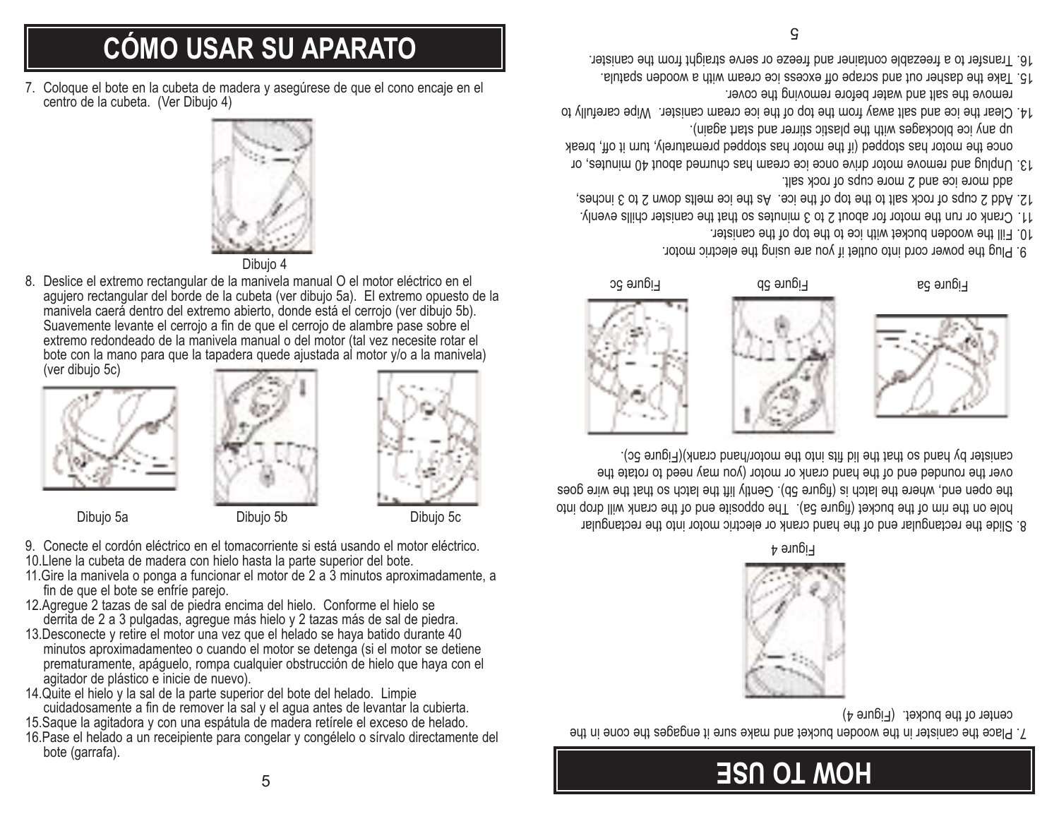# CÓMO USAR SU APARATO

7. Coloque el bote en la cubeta de madera y asegúrese de que el cono encaje en el centro de la cubeta. (Ver Dibujo 4)

Dibujo 4

8. Deslice el extremo rectangular de la manivela manual O el motor eléctrico en el agujero rectangular del borde de la cubeta (ver dibujo 5a). El extremo opuesto de la manivela caerá dentro del extremo abierto, donde está el cerrojo (ver dibujo 5b). Suavemente levante el cerrojo a fin de que el cerrojo de alambre pase sobre el extremo redondeado de la manivela manual o del motor (tal vez necesite rotar el bote con la mano para que la tapadera quede ajustada al motor y/o a la manivela) (ver dibujo 5c)

Dibujo 5a

Dibujo 5b

Dibujo 5c

9. Conecte el cordón eléctrico en el tomacorriente si está usando el motor eléctrico.
10. Llene la cubeta de madera con hielo hasta la parte superior del bote.
11. Gire la manivela o ponga a funcionar el motor de 2 a 3 minutos aproximadamente, a fin de que el bote se enfríe parejo.
12. Agregue 2 tazas de sal de piedra encima del hielo. Conforme el hielo se derrita de 2 a 3 pulgadas, agregue más hielo y 2 tazas más de sal de piedra.
13. Desconecte y retire el motor una vez que el helado se haya batido durante 40 minutos aproximadamenteo o cuando el motor se detenga (si el motor se detiene prematuramente, apáguelo, rompa cualquier obstrucción de hielo que haya con el agitador de plástico e inicie de nuevo).
14. Quite el hielo y la sal de la parte superior del bote del helado. Limpie cuidadosamente a fin de remover la sal y el agua antes de levantar la cubierta.
15. Saque la agitadora y con una espátula de madera retírele el exceso de helado.
16. Pase el helado a un receipiente para congelar y congélelo o sírvalo directamente del bote (garrafa).

# HOW TO USE

7. Place the canister in the wooden bucket and make sure it engages the cone in the center of the bucket. (Figure 4)

Figure 4

8. Slide the rectangular end of the hand crank or electric motor into the rectangular hole on the rim of the bucket (figure 5a). The opposite end of the crank will drop into the open end, where the latch is (figure 5b). Gently lift the latch so that the wire goes over the rounded end of the hand crank or motor (you may need to rotate the canister by hand so that the lid fits into the motor/hand crank)(Figure 5c).

Figure 5a

Figure 5b

Figure 5c

9. Plug the power cord into outlet if you are using the electric motor.
10. Fill the wooden bucket with ice to the top of the canister.
11. Crank or run the motor for about 2 to 3 minutes so that the canister chills evenly.
12. Add 2 cups of rock salt to the top of the ice. As the ice melts down 2 to 3 inches, add more ice and 2 more cups of rock salt.
13. Unplug and remove motor drive once ice cream has churned about 40 minutes, or once the motor has stopped (if the motor has stopped prematurely, turn it off, break up any ice blockages with the plastic stirrer and start again).
14. Clear the ice and salt away from the top of the ice cream canister. Wipe carefully to remove the salt and water before removing the cover.
15. Take the dasher out and scrape off excess ice cream with a wooden spatula.
16. Transfer to a freezable container and freeze or serve straight from the canister.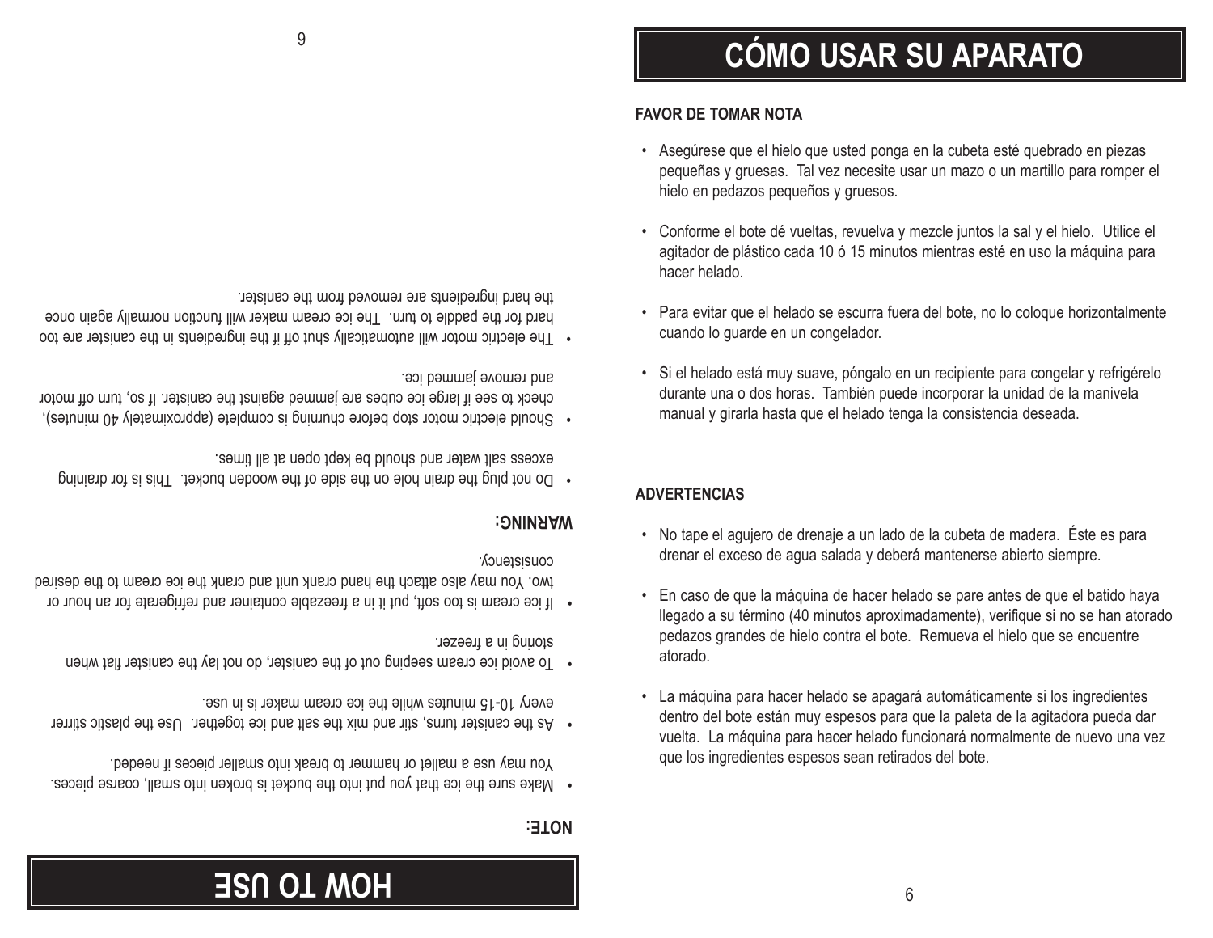# HOW TO USE

**NOTE:**

- Make sure the ice that you put into the bucket is broken into small, coarse pieces. You may use a mallet or hammer to break into smaller pieces if needed.
- As the canister turns, stir and mix the salt and ice together. Use the plastic stirrer every 10-15 minutes while the ice cream maker is in use.
- To avoid ice cream seeping out of the canister, do not lay the canister flat when storing in a freezer.
- If ice cream is too soft, put it in a freezable container and refrigerate for an hour or two. You may also attach the hand crank unit and crank the ice cream to the desired consistency.

**WARNING:**

- Do not plug the drain hole on the side of the wooden bucket. This is for draining excess salt water and should be kept open at all times.
- Should electric motor stop before churning is complete (approximately 40 minutes), check to see if large ice cubes are jammed against the canister. If so, turn off motor and remove jammed ice.
- The electric motor will automatically shut off if the ingredients in the canister are too hard for the paddle to turn. The ice cream maker will function normally again once the hard ingredients are removed from the canister.

# CÓMO USAR SU APARATO

**FAVOR DE TOMAR NOTA**

- Asegúrese que el hielo que usted ponga en la cubeta esté quebrado en piezas pequeñas y gruesas. Tal vez necesite usar un mazo o un martillo para romper el hielo en pedazos pequeños y gruesos.
- Conforme el bote dé vueltas, revuelva y mezcle juntos la sal y el hielo. Utilice el agitador de plástico cada 10 ó 15 minutos mientras esté en uso la máquina para hacer helado.
- Para evitar que el helado se escurra fuera del bote, no lo coloque horizontalmente cuando lo guarde en un congelador.
- Si el helado está muy suave, póngalo en un recipiente para congelar y refrigérelo durante una o dos horas. También puede incorporar la unidad de la manivela manual y girarla hasta que el helado tenga la consistencia deseada.

**ADVERTENCIAS**

- No tape el agujero de drenaje a un lado de la cubeta de madera. Éste es para drenar el exceso de agua salada y deberá mantenerse abierto siempre.
- En caso de que la máquina de hacer helado se pare antes de que el batido haya llegado a su término (40 minutos aproximadamente), verifique si no se han atorado pedazos grandes de hielo contra el bote. Remueva el hielo que se encuentre atorado.
- La máquina para hacer helado se apagará automáticamente si los ingredientes dentro del bote están muy espesos para que la paleta de la agitadora pueda dar vuelta. La máquina para hacer helado funcionará normalmente de nuevo una vez que los ingredientes espesos sean retirados del bote.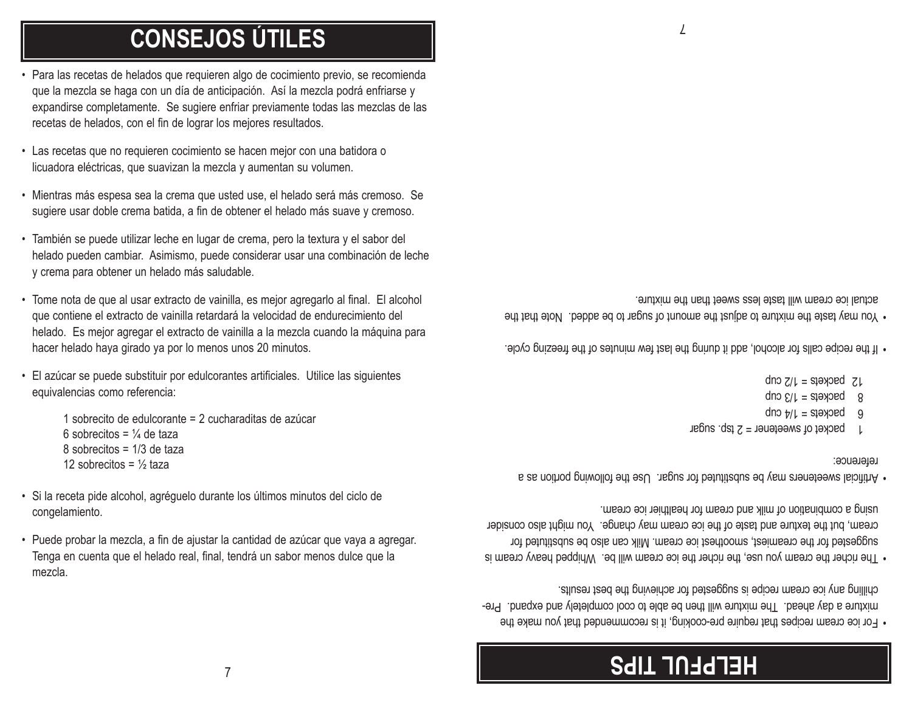# CONSEJOS ÚTILES

- Para las recetas de helados que requieren algo de cocimiento previo, se recomienda que la mezcla se haga con un día de anticipación. Así la mezcla podrá enfriarse y expandirse completamente. Se sugiere enfriar previamente todas las mezclas de las recetas de helados, con el fin de lograr los mejores resultados.
- Las recetas que no requieren cocimiento se hacen mejor con una batidora o licuadora eléctricas, que suavizan la mezcla y aumentan su volumen.
- Mientras más espesa sea la crema que usted use, el helado será más cremoso. Se sugiere usar doble crema batida, a fin de obtener el helado más suave y cremoso.
- También se puede utilizar leche en lugar de crema, pero la textura y el sabor del helado pueden cambiar. Asimismo, puede considerar usar una combinación de leche y crema para obtener un helado más saludable.
- Tome nota de que al usar extracto de vainilla, es mejor agregarlo al final. El alcohol que contiene el extracto de vainilla retardará la velocidad de endurecimiento del helado. Es mejor agregar el extracto de vainilla a la mezcla cuando la máquina para hacer helado haya girado ya por lo menos unos 20 minutos.
- El azúcar se puede substituir por edulcorantes artificiales. Utilice las siguientes equivalencias como referencia:

  1 sobrecito de edulcorante = 2 cucharaditas de azúcar
  6 sobrecitos = ¼ de taza
  8 sobrecitos = 1/3 de taza
  12 sobrecitos = ½ taza

- Si la receta pide alcohol, agréguelo durante los últimos minutos del ciclo de congelamiento.
- Puede probar la mezcla, a fin de ajustar la cantidad de azúcar que vaya a agregar. Tenga en cuenta que el helado real, final, tendrá un sabor menos dulce que la mezcla.

# HELPFUL TIPS

- For ice cream recipes that require pre-cooking, it is recommended that you make the mixture a day ahead. The mixture will then be able to cool completely and expand. Pre-chilling any ice cream recipe is suggested for achieving the best results.
- The richer the cream you use, the richer the ice cream will be. Whipped heavy cream is suggested for the creamiest, smoothest ice cream. Milk can also be substituted for cream, but the texture and taste of the ice cream may change. You might also consider using a combination of milk and cream for healthier ice cream.
- Artificial sweeteners may be substituted for sugar. Use the following portion as a reference:

  1 packet of sweetener = 2 tsp. sugar
  6 packets = 1/4 cup
  8 packets = 1/3 cup
  12 packets = 1/2 cup

- If the recipe calls for alcohol, add it during the last few minutes of the freezing cycle.
- You may taste the mixture to adjust the amount of sugar to be added. Note that the actual ice cream will taste less sweet than the mixture.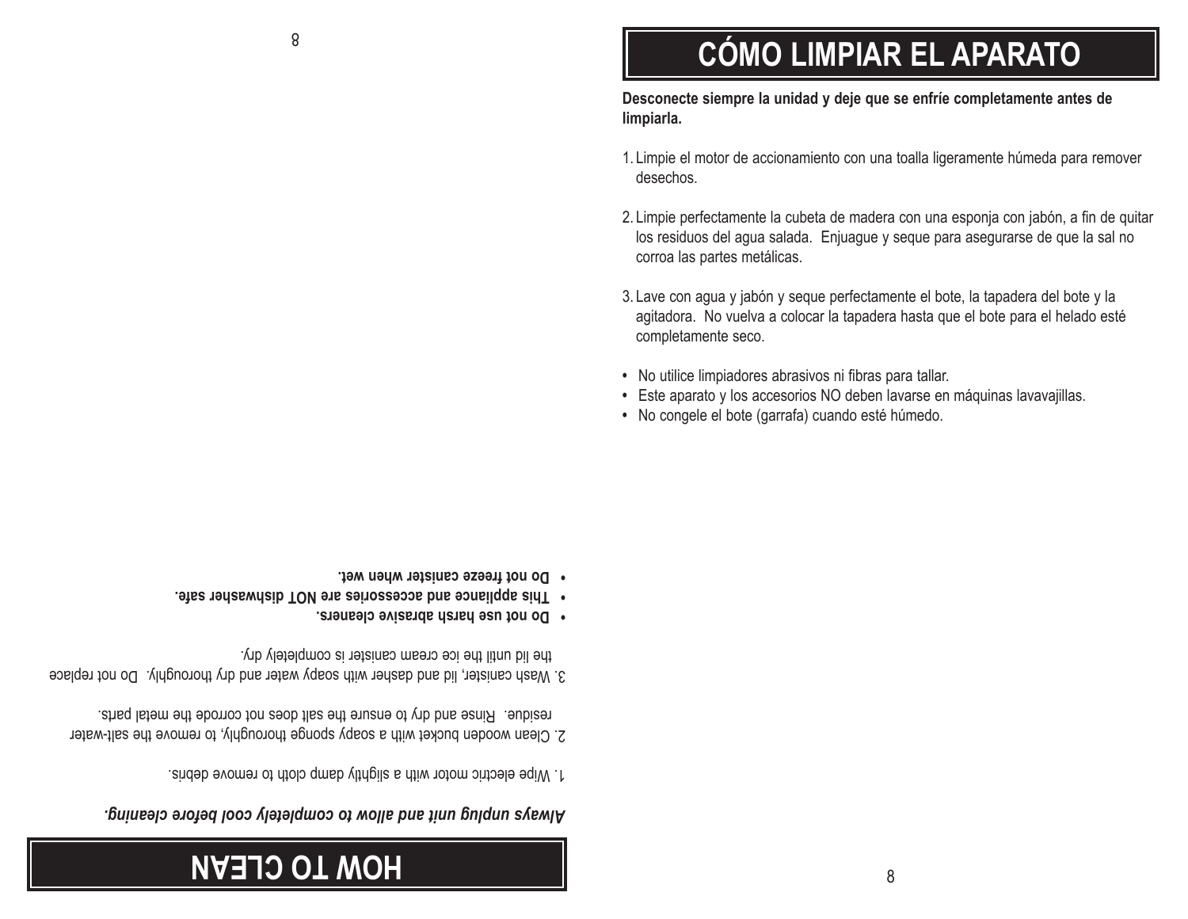# HOW TO CLEAN

***Always unplug unit and allow to completely cool before cleaning.***

1. Wipe electric motor with a slightly damp cloth to remove debris.

2. Clean wooden bucket with a soapy sponge thoroughly, to remove the salt-water residue. Rinse and dry to ensure the salt does not corrode the metal parts.

3. Wash canister, lid and dasher with soapy water and dry thoroughly. Do not replace the lid until the ice cream canister is completely dry.

- **Do not use harsh abrasive cleaners.**
- **This appliance and accessories are NOT dishwasher safe.**
- **Do not freeze canister when wet.**

# CÓMO LIMPIAR EL APARATO

**Desconecte siempre la unidad y deje que se enfríe completamente antes de limpiarla.**

1. Limpie el motor de accionamiento con una toalla ligeramente húmeda para remover desechos.

2. Limpie perfectamente la cubeta de madera con una esponja con jabón, a fin de quitar los residuos del agua salada. Enjuague y seque para asegurarse de que la sal no corroa las partes metálicas.

3. Lave con agua y jabón y seque perfectamente el bote, la tapadera del bote y la agitadora. No vuelva a colocar la tapadera hasta que el bote para el helado esté completamente seco.

- No utilice limpiadores abrasivos ni fibras para tallar.
- Este aparato y los accesorios NO deben lavarse en máquinas lavavajillas.
- No congele el bote (garrafa) cuando esté húmedo.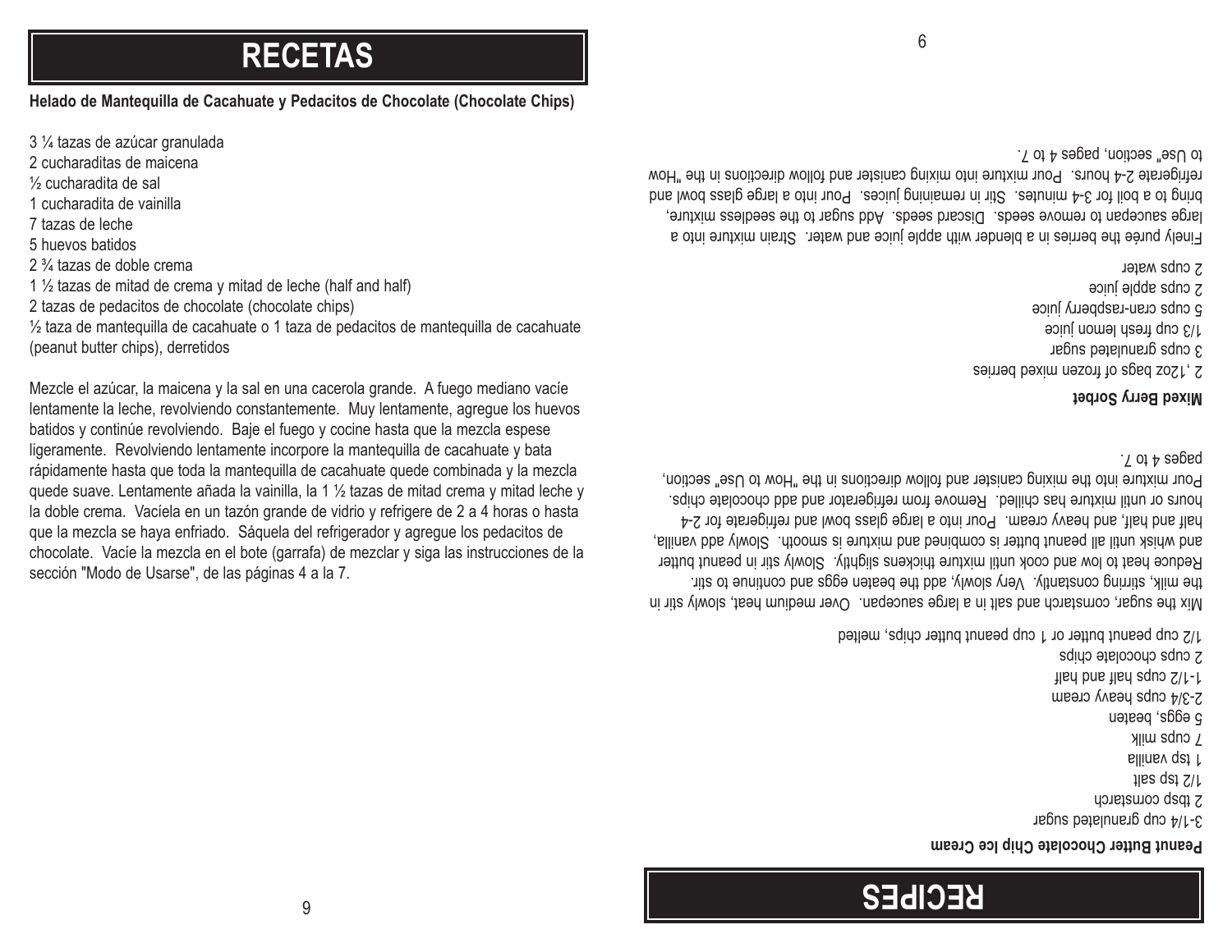# RECETAS

**Helado de Mantequilla de Cacahuate y Pedacitos de Chocolate (Chocolate Chips)**

3 ¼ tazas de azúcar granulada
2 cucharaditas de maicena
½ cucharadita de sal
1 cucharadita de vainilla
7 tazas de leche
5 huevos batidos
2 ¾ tazas de doble crema
1 ½ tazas de mitad de crema y mitad de leche (half and half)
2 tazas de pedacitos de chocolate (chocolate chips)
½ taza de mantequilla de cacahuate o 1 taza de pedacitos de mantequilla de cacahuate (peanut butter chips), derretidos

Mezcle el azúcar, la maicena y la sal en una cacerola grande. A fuego mediano vacíe lentamente la leche, revolviendo constantemente. Muy lentamente, agregue los huevos batidos y continúe revolviendo. Baje el fuego y cocine hasta que la mezcla espese ligeramente. Revolviendo lentamente incorpore la mantequilla de cacahuate y bata rápidamente hasta que toda la mantequilla de cacahuate quede combinada y la mezcla quede suave. Lentamente añada la vainilla, la 1 ½ tazas de mitad crema y mitad leche y la doble crema. Vacíela en un tazón grande de vidrio y refrigere de 2 a 4 horas o hasta que la mezcla se haya enfriado. Sáquela del refrigerador y agregue los pedacitos de chocolate. Vacíe la mezcla en el bote (garrafa) de mezclar y siga las instrucciones de la sección "Modo de Usarse", de las páginas 4 a la 7.

# RECIPES

**Peanut Butter Chocolate Chip Ice Cream**

3-1/4 cup granulated sugar
2 tbsp cornstarch
1/2 tsp salt
1 tsp vanilla
7 cups milk
5 eggs, beaten
2-3/4 cups heavy cream
1-1/2 cups half and half
2 cups chocolate chips
1/2 cup peanut butter or 1 cup peanut butter chips, melted

Mix the sugar, cornstarch and salt in a large saucepan. Over medium heat, slowly stir in the milk, stirring constantly. Very slowly, add the beaten eggs and continue to stir. Reduce heat to low and cook until mixture thickens slightly. Slowly stir in peanut butter and whisk until all peanut butter is combined and mixture is smooth. Slowly add vanilla, half and half, and heavy cream. Pour into a large glass bowl and refrigerate for 2-4 hours or until mixture has chilled. Remove from refrigerator and add chocolate chips. Pour mixture into the mixing canister and follow directions in the "How to Use" section, pages 4 to 7.

**Mixed Berry Sorbet**

2 ,12oz bags of frozen mixed berries
3 cups granulated sugar
1/3 cup fresh lemon juice
5 cups cran-raspberry juice
2 cups apple juice
2 cups water

Finely purée the berries in a blender with apple juice and water. Strain mixture into a large saucepan to remove seeds. Discard seeds. Add sugar to the seedless mixture, bring to a boil for 3-4 minutes. Stir in remaining juices. Pour into a large glass bowl and refrigerate 2-4 hours. Pour mixture into mixing canister and follow directions in the "How to Use" section, pages 4 to 7.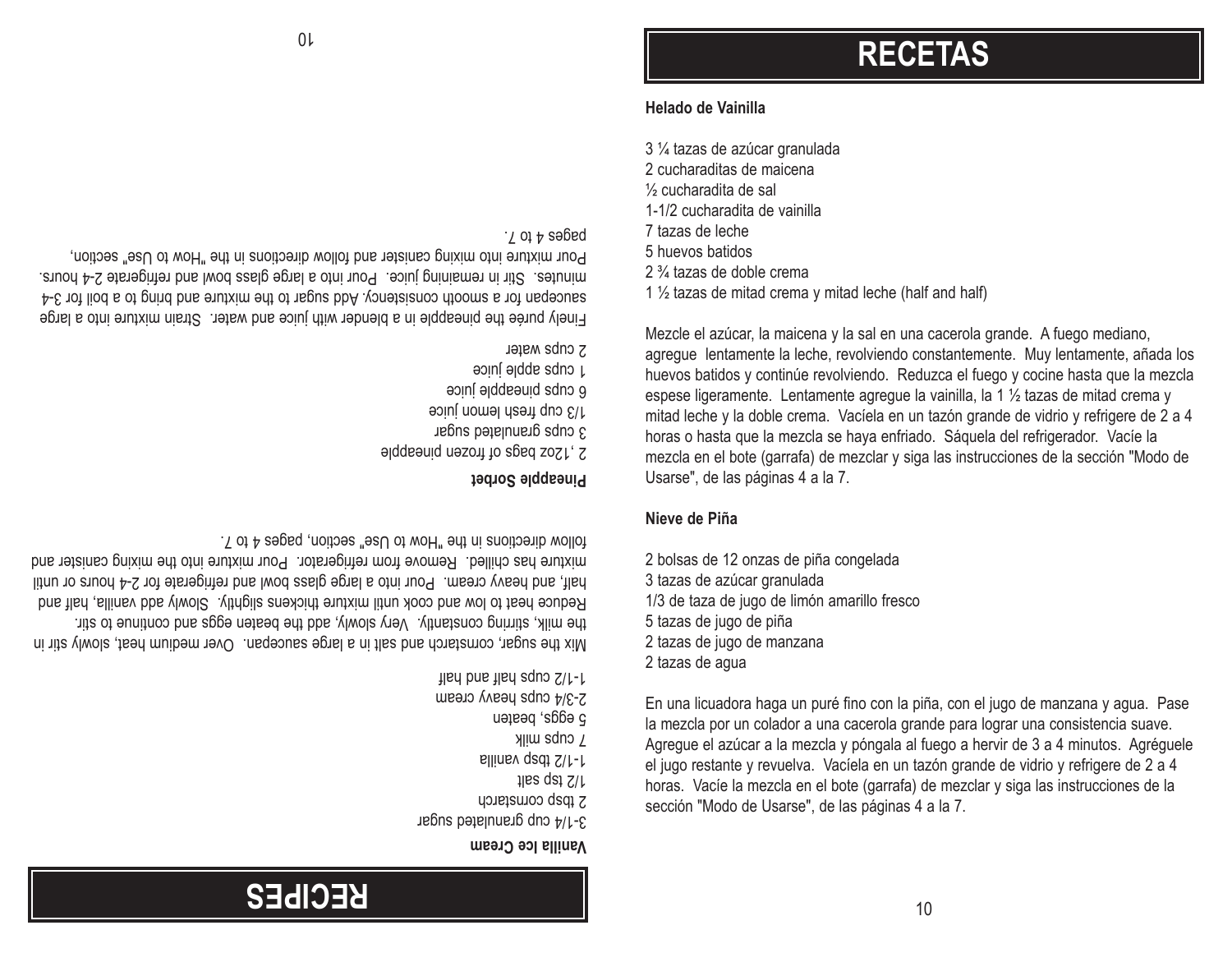# RECIPES

**Vanilla Ice Cream**

3-1/4 cup granulated sugar
2 tbsp cornstarch
1/2 tsp salt
1-1/2 tbsp vanilla
7 cups milk
5 eggs, beaten
2-3/4 cups heavy cream
1-1/2 cups half and half

Mix the sugar, cornstarch and salt in a large saucepan. Over medium heat, slowly stir in the milk, stirring constantly. Very slowly, add the beaten eggs and continue to stir. Reduce heat to low and cook until mixture thickens slightly. Slowly add vanilla, half and half, and heavy cream. Pour into a large glass bowl and refrigerate for 2-4 hours or until mixture has chilled. Remove from refrigerator. Pour mixture into the mixing canister and follow directions in the "How to Use" section, pages 4 to 7.

**Pineapple Sorbet**

2 ,12oz bags of frozen pineapple
3 cups granulated sugar
1/3 cup fresh lemon juice
6 cups pineapple juice
1 cups apple juice
2 cups water

Finely purée the pineapple in a blender with juice and water. Strain mixture into a large saucepan for a smooth consistency. Add sugar to the mixture and bring to a boil for 3-4 minutes. Stir in remaining juice. Pour into a large glass bowl and refrigerate 2-4 hours. Pour mixture into mixing canister and follow directions in the "How to Use" section, pages 4 to 7.

# RECETAS

**Helado de Vainilla**

3 ¼ tazas de azúcar granulada
2 cucharaditas de maicena
½ cucharadita de sal
1-1/2 cucharadita de vainilla
7 tazas de leche
5 huevos batidos
2 ¾ tazas de doble crema
1 ½ tazas de mitad crema y mitad leche (half and half)

Mezcle el azúcar, la maicena y la sal en una cacerola grande. A fuego mediano, agregue lentamente la leche, revolviendo constantemente. Muy lentamente, añada los huevos batidos y continúe revolviendo. Reduzca el fuego y cocine hasta que la mezcla espese ligeramente. Lentamente agregue la vainilla, la 1 ½ tazas de mitad crema y mitad leche y la doble crema. Vacíela en un tazón grande de vidrio y refrigere de 2 a 4 horas o hasta que la mezcla se haya enfriado. Sáquela del refrigerador. Vacíe la mezcla en el bote (garrafa) de mezclar y siga las instrucciones de la sección "Modo de Usarse", de las páginas 4 a la 7.

**Nieve de Piña**

2 bolsas de 12 onzas de piña congelada
3 tazas de azúcar granulada
1/3 de taza de jugo de limón amarillo fresco
5 tazas de jugo de piña
2 tazas de jugo de manzana
2 tazas de agua

En una licuadora haga un puré fino con la piña, con el jugo de manzana y agua. Pase la mezcla por un colador a una cacerola grande para lograr una consistencia suave. Agregue el azúcar a la mezcla y póngala al fuego a hervir de 3 a 4 minutos. Agréguele el jugo restante y revuelva. Vacíela en un tazón grande de vidrio y refrigere de 2 a 4 horas. Vacíe la mezcla en el bote (garrafa) de mezclar y siga las instrucciones de la sección "Modo de Usarse", de las páginas 4 a la 7.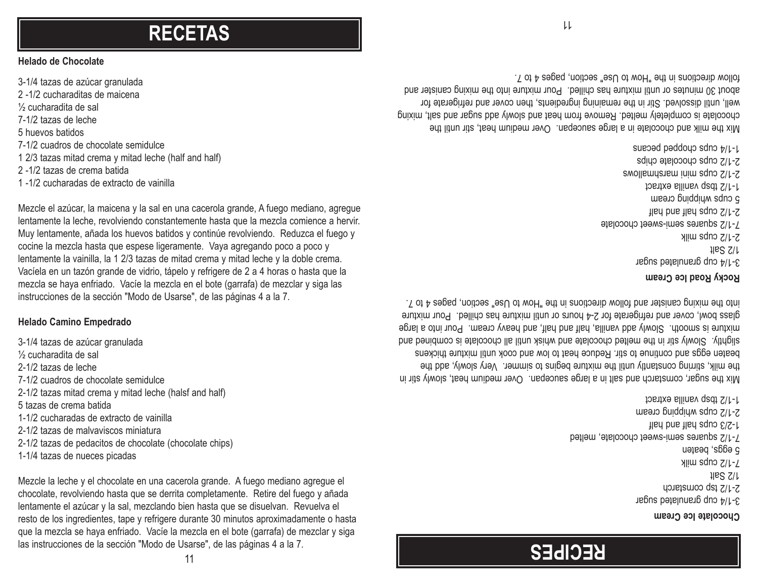# RECETAS

**Helado de Chocolate**

3-1/4 tazas de azúcar granulada
2 -1/2 cucharaditas de maicena
½ cucharadita de sal
7-1/2 tazas de leche
5 huevos batidos
7-1/2 cuadros de chocolate semidulce
1 2/3 tazas mitad crema y mitad leche (half and half)
2 -1/2 tazas de crema batida
1 -1/2 cucharadas de extracto de vainilla

Mezcle el azúcar, la maicena y la sal en una cacerola grande, A fuego mediano, agregue lentamente la leche, revolviendo constantemente hasta que la mezcla comience a hervir. Muy lentamente, añada los huevos batidos y continúe revolviendo. Reduzca el fuego y cocine la mezcla hasta que espese ligeramente. Vaya agregando poco a poco y lentamente la vainilla, la 1 2/3 tazas de mitad crema y mitad leche y la doble crema. Vacíela en un tazón grande de vidrio, tápelo y refrigere de 2 a 4 horas o hasta que la mezcla se haya enfriado. Vacíe la mezcla en el bote (garrafa) de mezclar y siga las instrucciones de la sección "Modo de Usarse", de las páginas 4 a la 7.

**Helado Camino Empedrado**

3-1/4 tazas de azúcar granulada
½ cucharadita de sal
2-1/2 tazas de leche
7-1/2 cuadros de chocolate semidulce
2-1/2 tazas mitad crema y mitad leche (halsf and half)
5 tazas de crema batida
1-1/2 cucharadas de extracto de vainilla
2-1/2 tazas de malvaviscos miniatura
2-1/2 tazas de pedacitos de chocolate (chocolate chips)
1-1/4 tazas de nueces picadas

Mezcle la leche y el chocolate en una cacerola grande. A fuego mediano agregue el chocolate, revolviendo hasta que se derrita completamente. Retire del fuego y añada lentamente el azúcar y la sal, mezclando bien hasta que se disuelvan. Revuelva el resto de los ingredientes, tape y refrigere durante 30 minutos aproximadamente o hasta que la mezcla se haya enfriado. Vacíe la mezcla en el bote (garrafa) de mezclar y siga las instrucciones de la sección "Modo de Usarse", de las páginas 4 a la 7.

# RECIPES

**Chocolate Ice Cream**

3-1/4 cup granulated sugar
2-1/2 tsp cornstarch
1/2 Salt
7-1/2 cups milk
5 eggs, beaten
7-1/2 squares semi-sweet chocolate, melted
1-2/3 cups half and half
2-1/2 cups whipping cream
1-1/2 tbsp vanilla extract

Mix the sugar, cornstarch and salt in a large saucepan. Over medium heat, slowly stir in the milk, stirring constantly until the mixture begins to simmer. Very slowly, add the beaten eggs and continue to stir. Reduce heat to low and cook until mixture thickens slightly. Slowly stir in the melted chocolate and whisk until all chocolate is combined and mixture is smooth. Slowly add vanilla, half and half, and heavy cream. Pour into a large glass bowl, cover and refrigerate for 2-4 hours or until mixture has chilled. Pour mixture into the mixing canister and follow directions in the "How to Use" section, pages 4 to 7.

**Rocky Road Ice Cream**

3-1/4 cup granulated sugar
1/2 Salt
2-1/2 cups milk
7-1/2 squares semi-sweet chocolate
2-1/2 cups half and half
5 cups whipping cream
1-1/2 tbsp vanilla extract
2-1/2 cups mini marshmallows
2-1/2 cups chocolate chips
1-1/4 cups chopped pecans

Mix the milk and chocolate in a large saucepan. Over medium heat, stir until the chocolate is completely melted. Remove from heat and slowly add sugar and salt, mixing well, until dissolved. Stir in the remaining ingredients, then cover and refrigerate for about 30 minutes or until mixture has chilled. Pour mixture into the mixing canister and follow directions in the "How to Use" section, pages 4 to 7.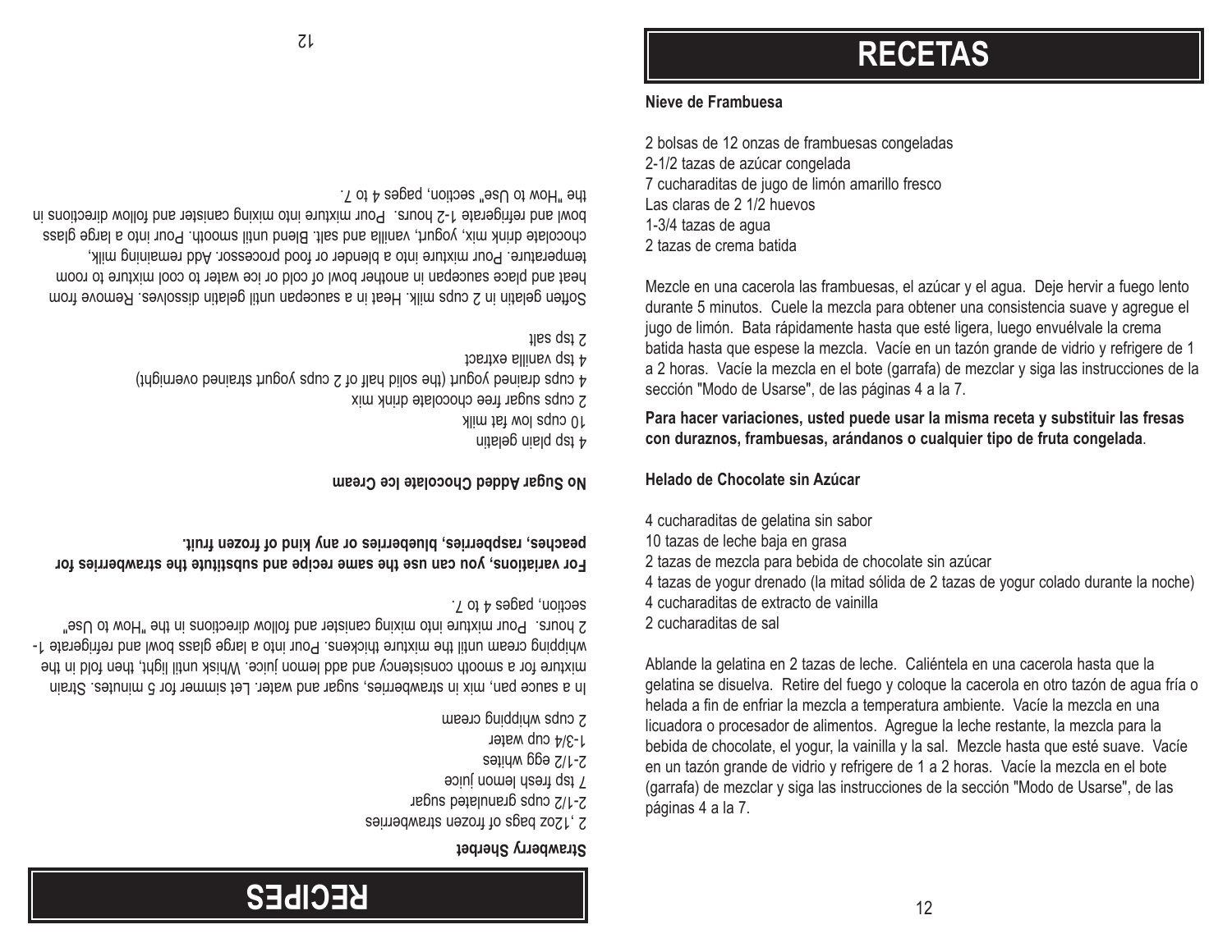# RECIPES

**Strawberry Sherbet**

2 ,12oz bags of frozen strawberries
2-1/2 cups granulated sugar
7 tsp fresh lemon juice
2-1/2 egg whites
1-3/4 cup water
2 cups whipping cream

In a sauce pan, mix in strawberries, sugar and water. Let simmer for 5 minutes. Strain mixture for a smooth consistency and add lemon juice. Whisk until light, then fold in the whipping cream until the mixture thickens. Pour into a large glass bowl and refrigerate 1-2 hours. Pour mixture into mixing canister and follow directions in the "How to Use" section, pages 4 to 7.

**For variations, you can use the same recipe and substitute the strawberries for peaches, raspberries, blueberries or any kind of frozen fruit.**

**No Sugar Added Chocolate Ice Cream**

4 tsp plain gelatin
10 cups low fat milk
2 cups sugar free chocolate drink mix
4 cups drained yogurt (the solid half of 2 cups yogurt strained overnight)
4 tsp vanilla extract
2 tsp salt

Soften gelatin in 2 cups milk. Heat in a saucepan until gelatin dissolves. Remove from heat and place saucepan in another bowl of cold or ice water to cool mixture to room temperature. Pour mixture into a blender or food processor. Add remaining milk, chocolate drink mix, yogurt, vanilla and salt. Blend until smooth. Pour into a large glass bowl and refrigerate 1-2 hours. Pour mixture into mixing canister and follow directions in the "How to Use" section, pages 4 to 7.

# RECETAS

**Nieve de Frambuesa**

2 bolsas de 12 onzas de frambuesas congeladas
2-1/2 tazas de azúcar congelada
7 cucharaditas de jugo de limón amarillo fresco
Las claras de 2 1/2 huevos
1-3/4 tazas de agua
2 tazas de crema batida

Mezcle en una cacerola las frambuesas, el azúcar y el agua. Deje hervir a fuego lento durante 5 minutos. Cuele la mezcla para obtener una consistencia suave y agregue el jugo de limón. Bata rápidamente hasta que esté ligera, luego envuélvale la crema batida hasta que espese la mezcla. Vacíe en un tazón grande de vidrio y refrigere de 1 a 2 horas. Vacíe la mezcla en el bote (garrafa) de mezclar y siga las instrucciones de la sección "Modo de Usarse", de las páginas 4 a la 7.

**Para hacer variaciones, usted puede usar la misma receta y substituir las fresas con duraznos, frambuesas, arándanos o cualquier tipo de fruta congelada**.

**Helado de Chocolate sin Azúcar**

4 cucharaditas de gelatina sin sabor
10 tazas de leche baja en grasa
2 tazas de mezcla para bebida de chocolate sin azúcar
4 tazas de yogur drenado (la mitad sólida de 2 tazas de yogur colado durante la noche)
4 cucharaditas de extracto de vainilla
2 cucharaditas de sal

Ablande la gelatina en 2 tazas de leche. Caliéntela en una cacerola hasta que la gelatina se disuelva. Retire del fuego y coloque la cacerola en otro tazón de agua fría o helada a fin de enfriar la mezcla a temperatura ambiente. Vacíe la mezcla en una licuadora o procesador de alimentos. Agregue la leche restante, la mezcla para la bebida de chocolate, el yogur, la vainilla y la sal. Mezcle hasta que esté suave. Vacíe en un tazón grande de vidrio y refrigere de 1 a 2 horas. Vacíe la mezcla en el bote (garrafa) de mezclar y siga las instrucciones de la sección "Modo de Usarse", de las páginas 4 a la 7.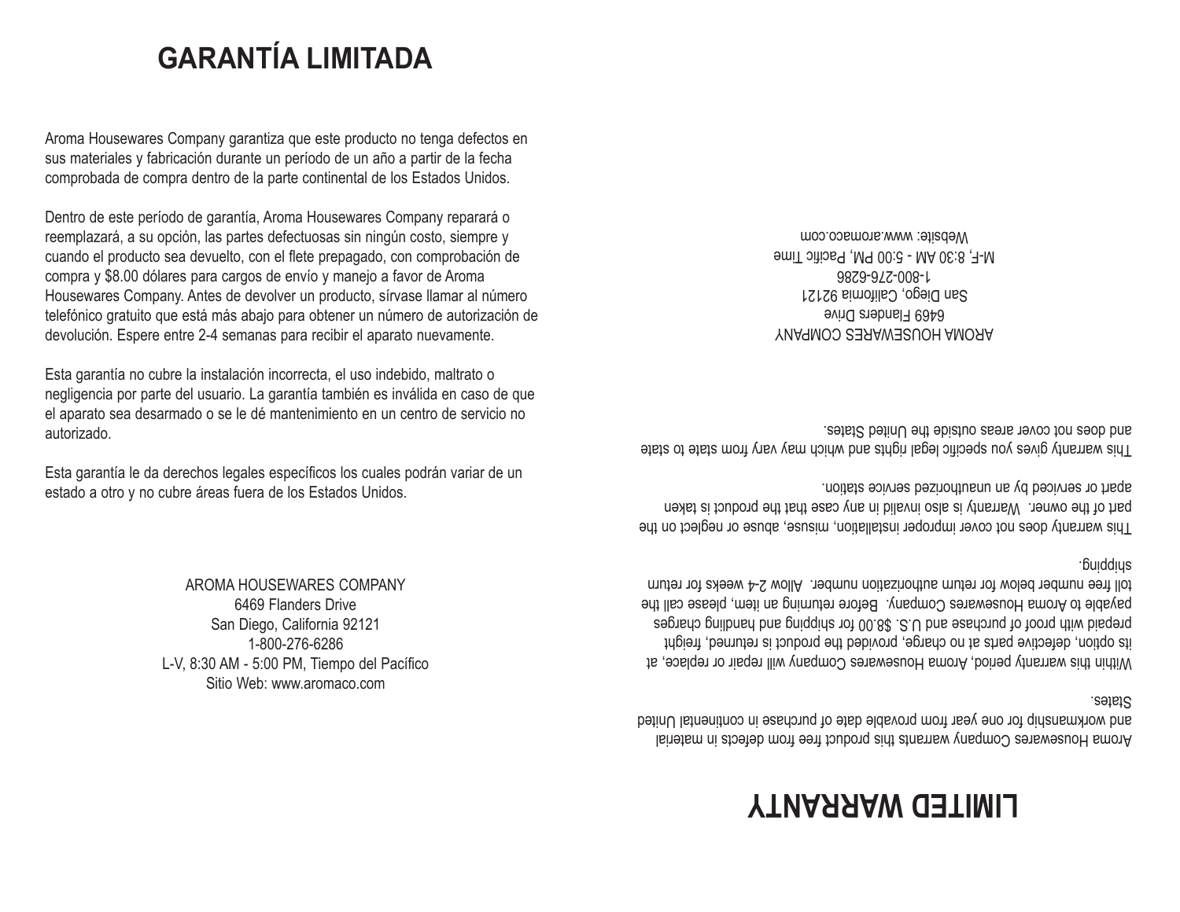# GARANTÍA LIMITADA

Aroma Housewares Company garantiza que este producto no tenga defectos en sus materiales y fabricación durante un período de un año a partir de la fecha comprobada de compra dentro de la parte continental de los Estados Unidos.

Dentro de este período de garantía, Aroma Housewares Company reparará o reemplazará, a su opción, las partes defectuosas sin ningún costo, siempre y cuando el producto sea devuelto, con el flete prepagado, con comprobación de compra y $8.00 dólares para cargos de envío y manejo a favor de Aroma Housewares Company. Antes de devolver un producto, sírvase llamar al número telefónico gratuito que está más abajo para obtener un número de autorización de devolución. Espere entre 2-4 semanas para recibir el aparato nuevamente.

Esta garantía no cubre la instalación incorrecta, el uso indebido, maltrato o negligencia por parte del usuario. La garantía también es inválida en caso de que el aparato sea desarmado o se le dé mantenimiento en un centro de servicio no autorizado.

Esta garantía le da derechos legales específicos los cuales podrán variar de un estado a otro y no cubre áreas fuera de los Estados Unidos.

AROMA HOUSEWARES COMPANY
6469 Flanders Drive
San Diego, California 92121
1-800-276-6286
L-V, 8:30 AM - 5:00 PM, Tiempo del Pacífico
Sitio Web: www.aromaco.com

# LIMITED WARRANTY

Aroma Housewares Company warrants this product free from defects in material and workmanship for one year from provable date of purchase in continental United States.

Within this warranty period, Aroma Housewares Company will repair or replace, at its option, defective parts at no charge, provided the product is returned, freight prepaid with proof of purchase and U.S. $8.00 for shipping and handling charges payable to Aroma Housewares Company. Before returning an item, please call the toll free number below for return authorization number. Allow 2-4 weeks for return shipping.

This warranty does not cover improper installation, misuse, abuse or neglect on the part of the owner. Warranty is also invalid in any case that the product is taken apart or serviced by an unauthorized service station.

This warranty gives you specific legal rights and which may vary from state to state and does not cover areas outside the United States.

AROMA HOUSEWARES COMPANY
6469 Flanders Drive
San Diego, California 92121
1-800-276-6286
M-F, 8:30 AM - 5:00 PM, Pacific Time
Website: www.aromaco.com